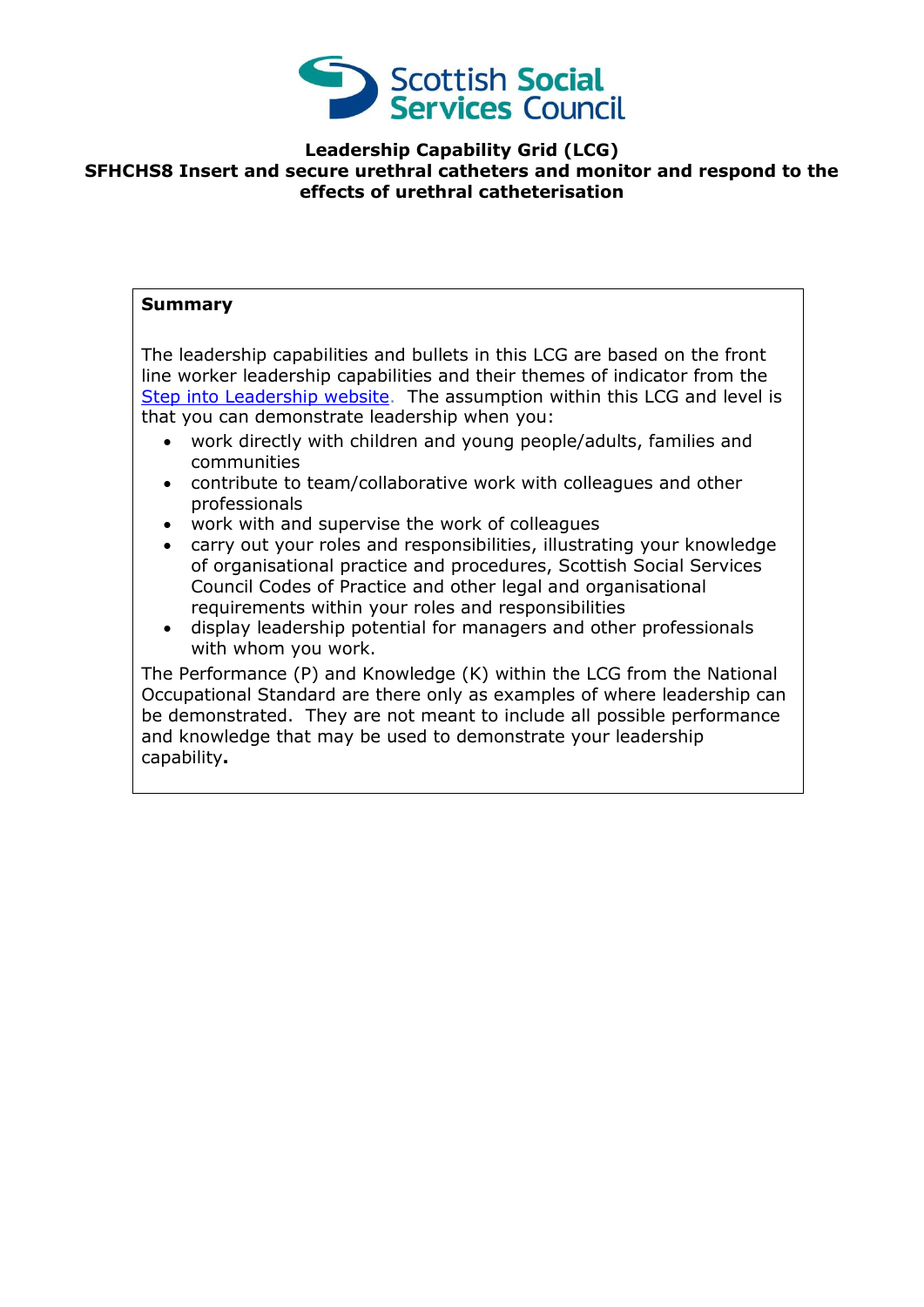Scottish Social Services Council

# Leadership Capability Grid (LCG)

## SFHCHS8 Insert and secure urethral catheters and monitor and respond to the effects of urethral catheterisation

**Summary**

The leadership capabilities and bullets in this LCG are based on the front line worker leadership capabilities and their themes of indicator from the Step into Leadership website. The assumption within this LCG and level is that you can demonstrate leadership when you:

- work directly with children and young people/adults, families and communities
- contribute to team/collaborative work with colleagues and other professionals
- work with and supervise the work of colleagues
- carry out your roles and responsibilities, illustrating your knowledge of organisational practice and procedures, Scottish Social Services Council Codes of Practice and other legal and organisational requirements within your roles and responsibilities
- display leadership potential for managers and other professionals with whom you work.

The Performance (P) and Knowledge (K) within the LCG from the National Occupational Standard are there only as examples of where leadership can be demonstrated. They are not meant to include all possible performance and knowledge that may be used to demonstrate your leadership capability**.**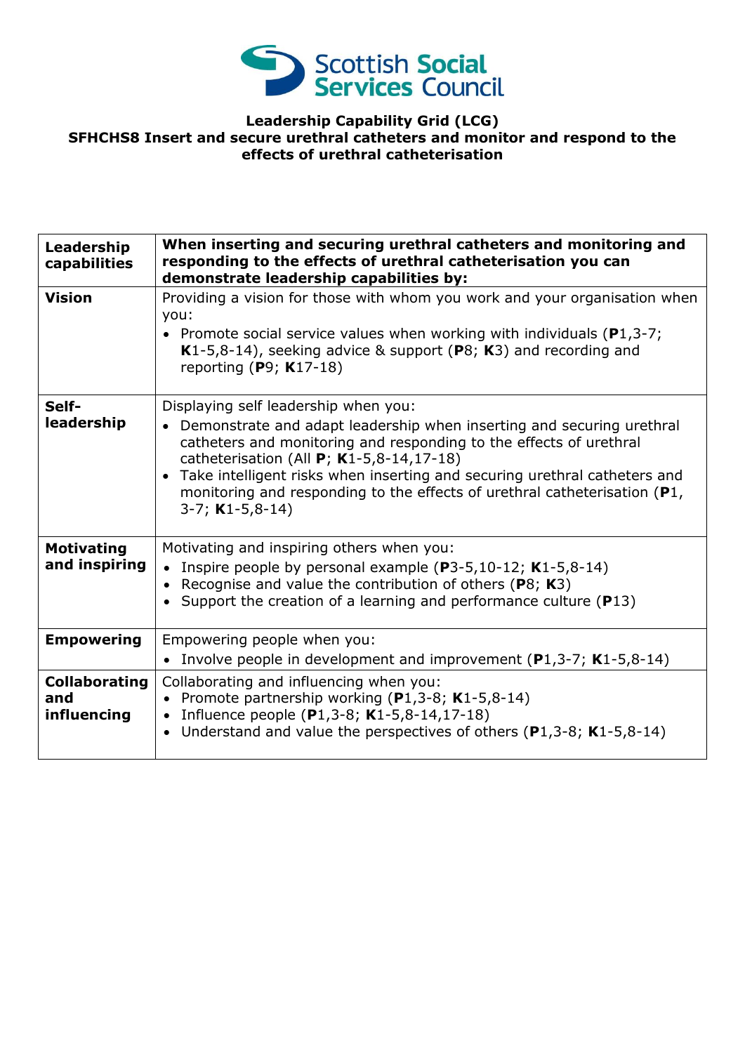Scottish Social Services Council

# Leadership Capability Grid (LCG)
## SFHCHS8 Insert and secure urethral catheters and monitor and respond to the effects of urethral catheterisation

| **Leadership capabilities** | **When inserting and securing urethral catheters and monitoring and responding to the effects of urethral catheterisation you can demonstrate leadership capabilities by:** |
|---|---|
| **Vision** | Providing a vision for those with whom you work and your organisation when you:<br>• Promote social service values when working with individuals (**P**1,3-7; **K**1-5,8-14), seeking advice & support (**P**8; **K**3) and recording and reporting (**P**9; **K**17-18) |
| **Self-leadership** | Displaying self leadership when you:<br>• Demonstrate and adapt leadership when inserting and securing urethral catheters and monitoring and responding to the effects of urethral catheterisation (All **P**; **K**1-5,8-14,17-18)<br>• Take intelligent risks when inserting and securing urethral catheters and monitoring and responding to the effects of urethral catheterisation (**P**1, 3-7; **K**1-5,8-14) |
| **Motivating and inspiring** | Motivating and inspiring others when you:<br>• Inspire people by personal example (**P**3-5,10-12; **K**1-5,8-14)<br>• Recognise and value the contribution of others (**P**8; **K**3)<br>• Support the creation of a learning and performance culture (**P**13) |
| **Empowering** | Empowering people when you:<br>• Involve people in development and improvement (**P**1,3-7; **K**1-5,8-14) |
| **Collaborating and influencing** | Collaborating and influencing when you:<br>• Promote partnership working (**P**1,3-8; **K**1-5,8-14)<br>• Influence people (**P**1,3-8; **K**1-5,8-14,17-18)<br>• Understand and value the perspectives of others (**P**1,3-8; **K**1-5,8-14) |